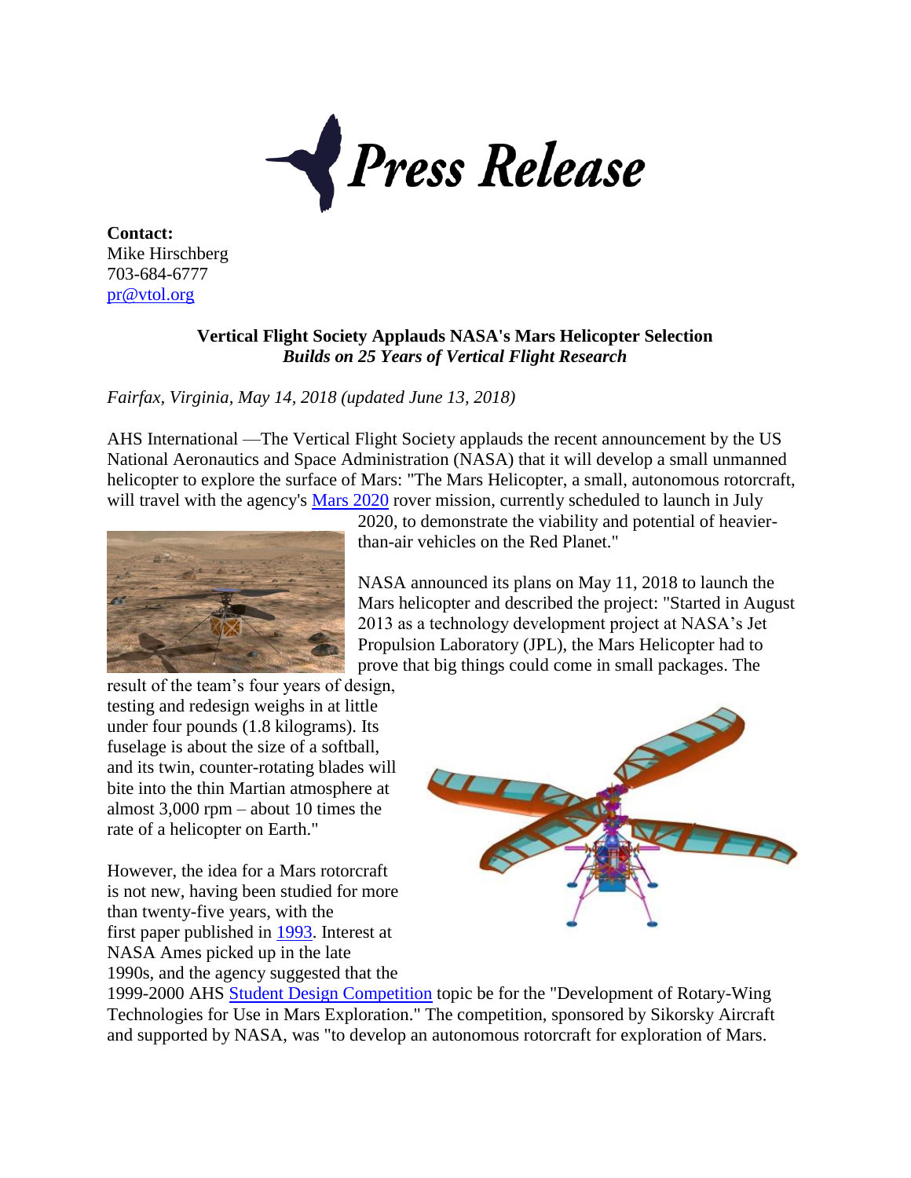# Press Release

**Contact:**
Mike Hirschberg
703-684-6777
pr@vtol.org

**Vertical Flight Society Applauds NASA's Mars Helicopter Selection**
***Builds on 25 Years of Vertical Flight Research***

*Fairfax, Virginia, May 14, 2018 (updated June 13, 2018)*

AHS International —The Vertical Flight Society applauds the recent announcement by the US National Aeronautics and Space Administration (NASA) that it will develop a small unmanned helicopter to explore the surface of Mars: "The Mars Helicopter, a small, autonomous rotorcraft, will travel with the agency's Mars 2020 rover mission, currently scheduled to launch in July 2020, to demonstrate the viability and potential of heavier-than-air vehicles on the Red Planet."

NASA announced its plans on May 11, 2018 to launch the Mars helicopter and described the project: "Started in August 2013 as a technology development project at NASA's Jet Propulsion Laboratory (JPL), the Mars Helicopter had to prove that big things could come in small packages. The result of the team's four years of design, testing and redesign weighs in at little under four pounds (1.8 kilograms). Its fuselage is about the size of a softball, and its twin, counter-rotating blades will bite into the thin Martian atmosphere at almost 3,000 rpm – about 10 times the rate of a helicopter on Earth."

However, the idea for a Mars rotorcraft is not new, having been studied for more than twenty-five years, with the first paper published in 1993. Interest at NASA Ames picked up in the late 1990s, and the agency suggested that the 1999-2000 AHS Student Design Competition topic be for the "Development of Rotary-Wing Technologies for Use in Mars Exploration." The competition, sponsored by Sikorsky Aircraft and supported by NASA, was "to develop an autonomous rotorcraft for exploration of Mars.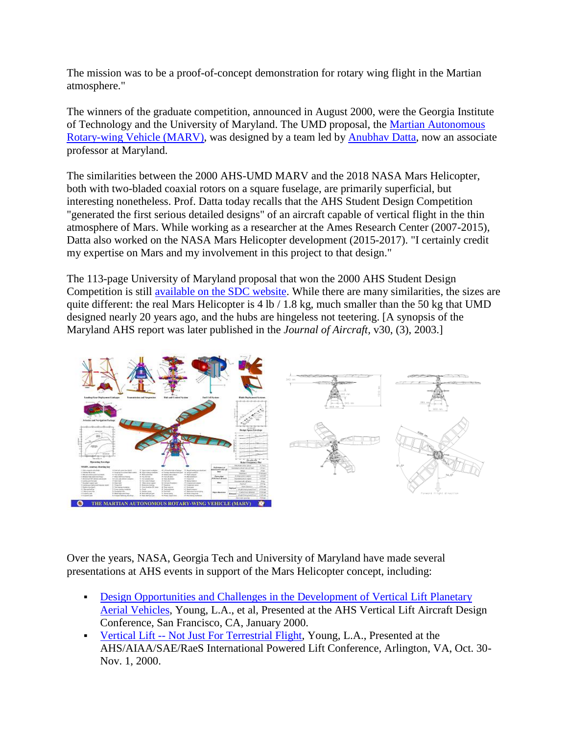The mission was to be a proof-of-concept demonstration for rotary wing flight in the Martian atmosphere."

The winners of the graduate competition, announced in August 2000, were the Georgia Institute of Technology and the University of Maryland. The UMD proposal, the [Martian Autonomous Rotary-wing Vehicle (MARV)], was designed by a team led by [Anubhav Datta], now an associate professor at Maryland.

The similarities between the 2000 AHS-UMD MARV and the 2018 NASA Mars Helicopter, both with two-bladed coaxial rotors on a square fuselage, are primarily superficial, but interesting nonetheless. Prof. Datta today recalls that the AHS Student Design Competition "generated the first serious detailed designs" of an aircraft capable of vertical flight in the thin atmosphere of Mars. While working as a researcher at the Ames Research Center (2007-2015), Datta also worked on the NASA Mars Helicopter development (2015-2017). "I certainly credit my expertise on Mars and my involvement in this project to that design."

The 113-page University of Maryland proposal that won the 2000 AHS Student Design Competition is still [available on the SDC website]. While there are many similarities, the sizes are quite different: the real Mars Helicopter is 4 lb / 1.8 kg, much smaller than the 50 kg that UMD designed nearly 20 years ago, and the hubs are hingeless not teetering. [A synopsis of the Maryland AHS report was later published in the *Journal of Aircraft*, v30, (3), 2003.]

Over the years, NASA, Georgia Tech and University of Maryland have made several presentations at AHS events in support of the Mars Helicopter concept, including:

- [Design Opportunities and Challenges in the Development of Vertical Lift Planetary Aerial Vehicles], Young, L.A., et al, Presented at the AHS Vertical Lift Aircraft Design Conference, San Francisco, CA, January 2000.
- [Vertical Lift -- Not Just For Terrestrial Flight], Young, L.A., Presented at the AHS/AIAA/SAE/RaeS International Powered Lift Conference, Arlington, VA, Oct. 30-Nov. 1, 2000.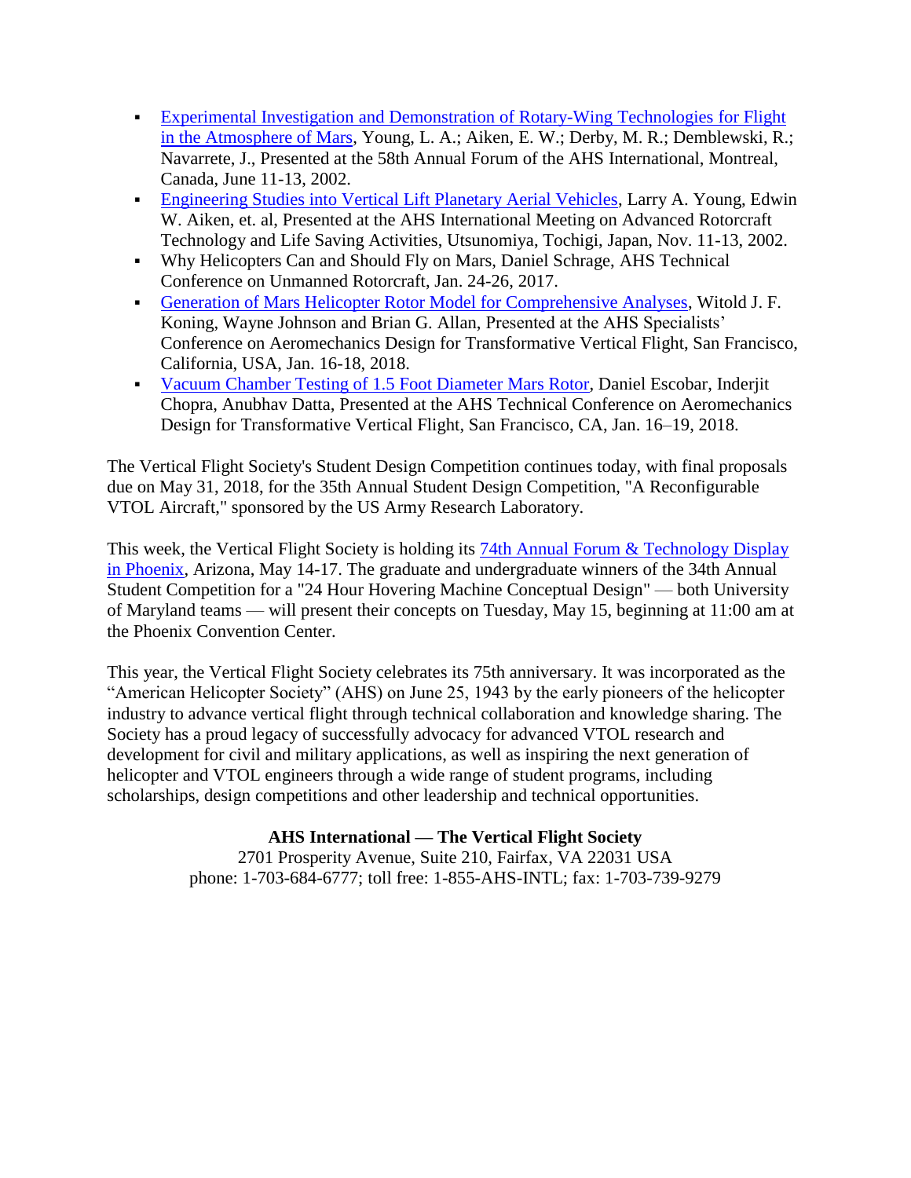- Experimental Investigation and Demonstration of Rotary-Wing Technologies for Flight in the Atmosphere of Mars, Young, L. A.; Aiken, E. W.; Derby, M. R.; Demblewski, R.; Navarrete, J., Presented at the 58th Annual Forum of the AHS International, Montreal, Canada, June 11-13, 2002.
- Engineering Studies into Vertical Lift Planetary Aerial Vehicles, Larry A. Young, Edwin W. Aiken, et. al, Presented at the AHS International Meeting on Advanced Rotorcraft Technology and Life Saving Activities, Utsunomiya, Tochigi, Japan, Nov. 11-13, 2002.
- Why Helicopters Can and Should Fly on Mars, Daniel Schrage, AHS Technical Conference on Unmanned Rotorcraft, Jan. 24-26, 2017.
- Generation of Mars Helicopter Rotor Model for Comprehensive Analyses, Witold J. F. Koning, Wayne Johnson and Brian G. Allan, Presented at the AHS Specialists' Conference on Aeromechanics Design for Transformative Vertical Flight, San Francisco, California, USA, Jan. 16-18, 2018.
- Vacuum Chamber Testing of 1.5 Foot Diameter Mars Rotor, Daniel Escobar, Inderjit Chopra, Anubhav Datta, Presented at the AHS Technical Conference on Aeromechanics Design for Transformative Vertical Flight, San Francisco, CA, Jan. 16–19, 2018.

The Vertical Flight Society's Student Design Competition continues today, with final proposals due on May 31, 2018, for the 35th Annual Student Design Competition, "A Reconfigurable VTOL Aircraft," sponsored by the US Army Research Laboratory.

This week, the Vertical Flight Society is holding its 74th Annual Forum & Technology Display in Phoenix, Arizona, May 14-17. The graduate and undergraduate winners of the 34th Annual Student Competition for a "24 Hour Hovering Machine Conceptual Design" — both University of Maryland teams — will present their concepts on Tuesday, May 15, beginning at 11:00 am at the Phoenix Convention Center.

This year, the Vertical Flight Society celebrates its 75th anniversary. It was incorporated as the "American Helicopter Society" (AHS) on June 25, 1943 by the early pioneers of the helicopter industry to advance vertical flight through technical collaboration and knowledge sharing. The Society has a proud legacy of successfully advocacy for advanced VTOL research and development for civil and military applications, as well as inspiring the next generation of helicopter and VTOL engineers through a wide range of student programs, including scholarships, design competitions and other leadership and technical opportunities.

**AHS International — The Vertical Flight Society**
2701 Prosperity Avenue, Suite 210, Fairfax, VA 22031 USA
phone: 1-703-684-6777; toll free: 1-855-AHS-INTL; fax: 1-703-739-9279